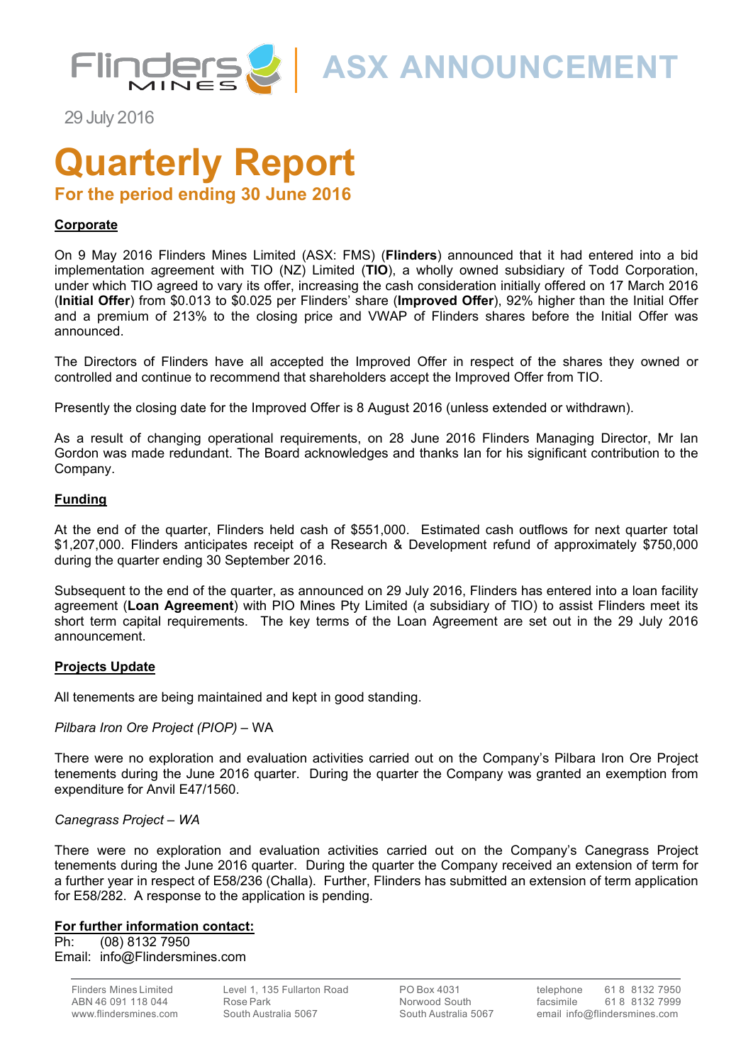# ASX ANNOUNCEMENT

29 July 2016

# Quarterly Report

## For the period ending 30 June 2016

**Corporate**

On 9 May 2016 Flinders Mines Limited (ASX: FMS) (**Flinders**) announced that it had entered into a bid implementation agreement with TIO (NZ) Limited (**TIO**), a wholly owned subsidiary of Todd Corporation, under which TIO agreed to vary its offer, increasing the cash consideration initially offered on 17 March 2016 (**Initial Offer**) from $0.013 to $0.025 per Flinders' share (**Improved Offer**), 92% higher than the Initial Offer and a premium of 213% to the closing price and VWAP of Flinders shares before the Initial Offer was announced.

The Directors of Flinders have all accepted the Improved Offer in respect of the shares they owned or controlled and continue to recommend that shareholders accept the Improved Offer from TIO.

Presently the closing date for the Improved Offer is 8 August 2016 (unless extended or withdrawn).

As a result of changing operational requirements, on 28 June 2016 Flinders Managing Director, Mr Ian Gordon was made redundant. The Board acknowledges and thanks Ian for his significant contribution to the Company.

**Funding**

At the end of the quarter, Flinders held cash of $551,000. Estimated cash outflows for next quarter total $1,207,000. Flinders anticipates receipt of a Research & Development refund of approximately $750,000 during the quarter ending 30 September 2016.

Subsequent to the end of the quarter, as announced on 29 July 2016, Flinders has entered into a loan facility agreement (**Loan Agreement**) with PIO Mines Pty Limited (a subsidiary of TIO) to assist Flinders meet its short term capital requirements. The key terms of the Loan Agreement are set out in the 29 July 2016 announcement.

**Projects Update**

All tenements are being maintained and kept in good standing.

*Pilbara Iron Ore Project (PIOP)* – WA

There were no exploration and evaluation activities carried out on the Company's Pilbara Iron Ore Project tenements during the June 2016 quarter. During the quarter the Company was granted an exemption from expenditure for Anvil E47/1560.

*Canegrass Project – WA*

There were no exploration and evaluation activities carried out on the Company's Canegrass Project tenements during the June 2016 quarter. During the quarter the Company received an extension of term for a further year in respect of E58/236 (Challa). Further, Flinders has submitted an extension of term application for E58/282. A response to the application is pending.

**For further information contact:**

Ph: (08) 8132 7950
Email: info@Flindersmines.com

Flinders Mines Limited
ABN 46 091 118 044
www.flindersmines.com

Level 1, 135 Fullarton Road
Rose Park
South Australia 5067

PO Box 4031
Norwood South
South Australia 5067

telephone 61 8 8132 7950
facsimile 61 8 8132 7999
email info@flindersmines.com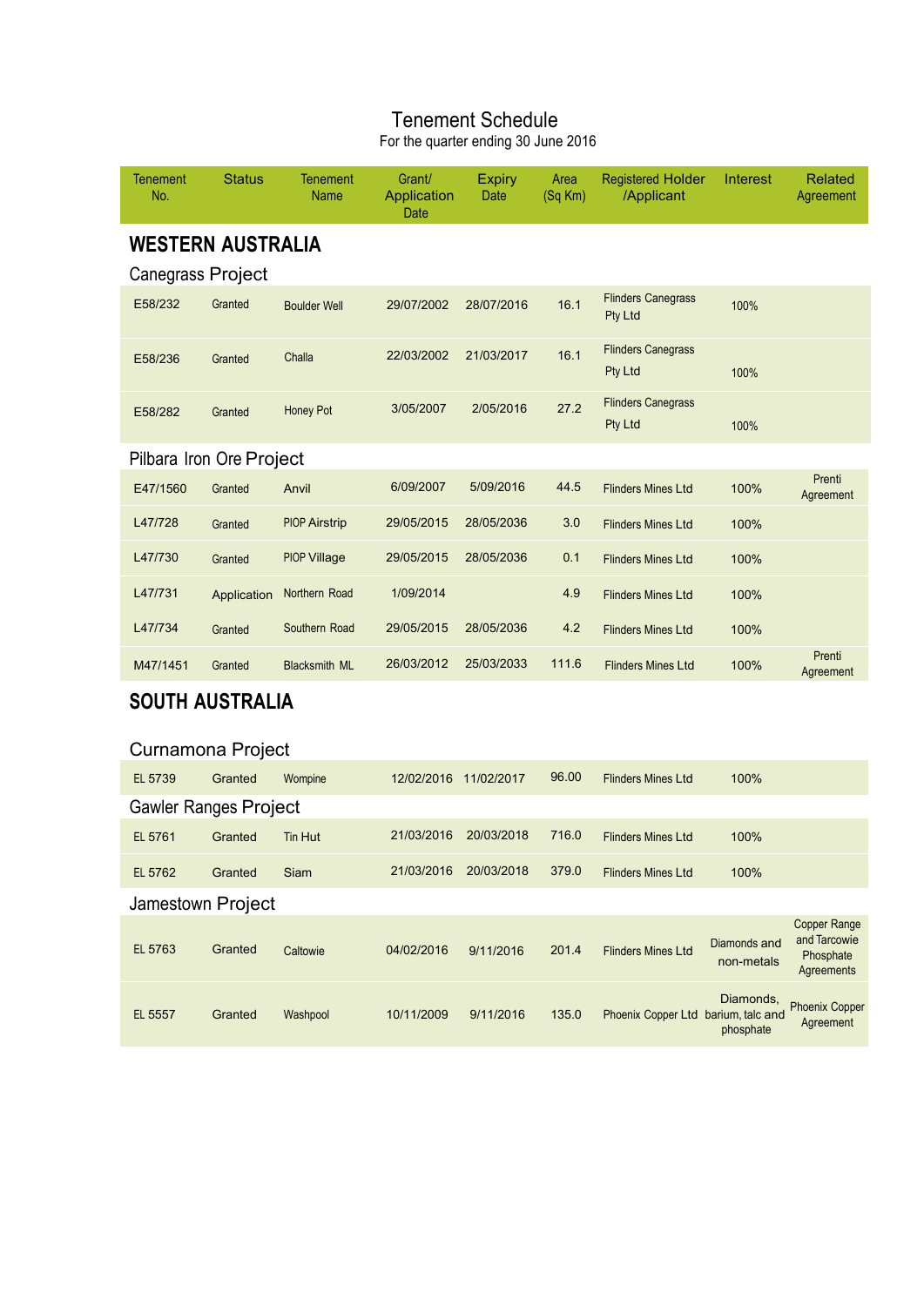# Tenement Schedule

For the quarter ending 30 June 2016

| Tenement No. | Status | Tenement Name | Grant/ Application Date | Expiry Date | Area (Sq Km) | Registered Holder /Applicant | Interest | Related Agreement |
|---|---|---|---|---|---|---|---|---|
| **WESTERN AUSTRALIA** | | | | | | | | |
| Canegrass Project | | | | | | | | |
| E58/232 | Granted | Boulder Well | 29/07/2002 | 28/07/2016 | 16.1 | Flinders Canegrass Pty Ltd | 100% | |
| E58/236 | Granted | Challa | 22/03/2002 | 21/03/2017 | 16.1 | Flinders Canegrass Pty Ltd | 100% | |
| E58/282 | Granted | Honey Pot | 3/05/2007 | 2/05/2016 | 27.2 | Flinders Canegrass Pty Ltd | 100% | |
| Pilbara Iron Ore Project | | | | | | | | |
| E47/1560 | Granted | Anvil | 6/09/2007 | 5/09/2016 | 44.5 | Flinders Mines Ltd | 100% | Prenti Agreement |
| L47/728 | Granted | PIOP Airstrip | 29/05/2015 | 28/05/2036 | 3.0 | Flinders Mines Ltd | 100% | |
| L47/730 | Granted | PIOP Village | 29/05/2015 | 28/05/2036 | 0.1 | Flinders Mines Ltd | 100% | |
| L47/731 | Application | Northern Road | 1/09/2014 | | 4.9 | Flinders Mines Ltd | 100% | |
| L47/734 | Granted | Southern Road | 29/05/2015 | 28/05/2036 | 4.2 | Flinders Mines Ltd | 100% | |
| M47/1451 | Granted | Blacksmith ML | 26/03/2012 | 25/03/2033 | 111.6 | Flinders Mines Ltd | 100% | Prenti Agreement |
| **SOUTH AUSTRALIA** | | | | | | | | |
| Curnamona Project | | | | | | | | |
| EL 5739 | Granted | Wompine | 12/02/2016 | 11/02/2017 | 96.00 | Flinders Mines Ltd | 100% | |
| Gawler Ranges Project | | | | | | | | |
| EL 5761 | Granted | Tin Hut | 21/03/2016 | 20/03/2018 | 716.0 | Flinders Mines Ltd | 100% | |
| EL 5762 | Granted | Siam | 21/03/2016 | 20/03/2018 | 379.0 | Flinders Mines Ltd | 100% | |
| Jamestown Project | | | | | | | | |
| EL 5763 | Granted | Caltowie | 04/02/2016 | 9/11/2016 | 201.4 | Flinders Mines Ltd | Diamonds and non-metals | Copper Range and Tarcowie Phosphate Agreements |
| EL 5557 | Granted | Washpool | 10/11/2009 | 9/11/2016 | 135.0 | Phoenix Copper Ltd | Diamonds, barium, talc and phosphate | Phoenix Copper Agreement |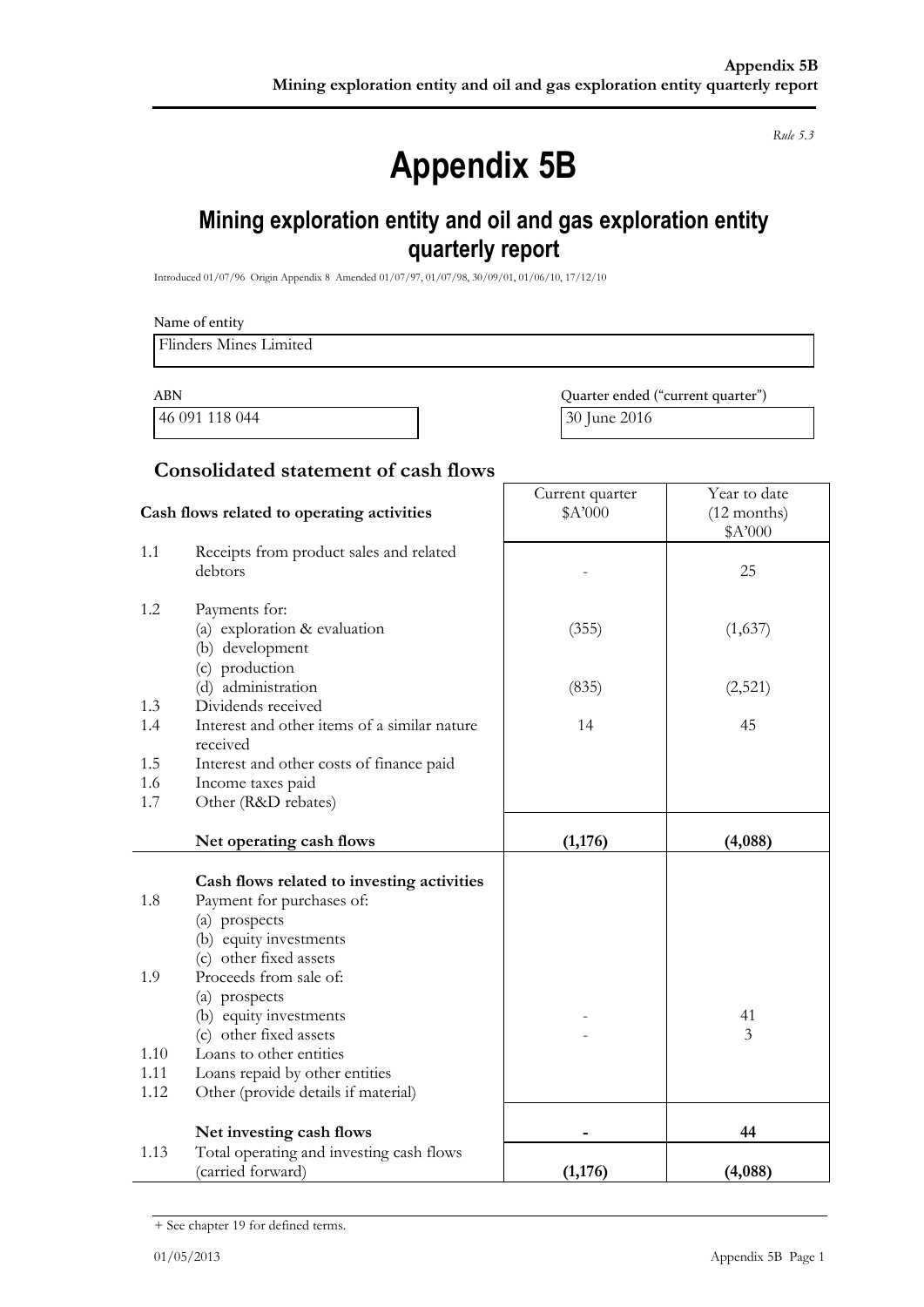*Rule 5.3*

# Appendix 5B

## Mining exploration entity and oil and gas exploration entity quarterly report

Introduced 01/07/96 Origin Appendix 8 Amended 01/07/97, 01/07/98, 30/09/01, 01/06/10, 17/12/10

Name of entity

Flinders Mines Limited

| ABN | Quarter ended ("current quarter") |
|---|---|
| 46 091 118 044 | 30 June 2016 |

## Consolidated statement of cash flows

| | Cash flows related to operating activities | Current quarter $A'000 | Year to date (12 months) $A'000 |
|---|---|---|---|
| 1.1 | Receipts from product sales and related debtors | - | 25 |
| 1.2 | Payments for: | | |
| | (a) exploration & evaluation | (355) | (1,637) |
| | (b) development | | |
| | (c) production | | |
| | (d) administration | (835) | (2,521) |
| 1.3 | Dividends received | | |
| 1.4 | Interest and other items of a similar nature received | 14 | 45 |
| 1.5 | Interest and other costs of finance paid | | |
| 1.6 | Income taxes paid | | |
| 1.7 | Other (R&D rebates) | | |
| | **Net operating cash flows** | **(1,176)** | **(4,088)** |
| | **Cash flows related to investing activities** | | |
| 1.8 | Payment for purchases of: | | |
| | (a) prospects | | |
| | (b) equity investments | | |
| | (c) other fixed assets | | |
| 1.9 | Proceeds from sale of: | | |
| | (a) prospects | | |
| | (b) equity investments | - | 41 |
| | (c) other fixed assets | - | 3 |
| 1.10 | Loans to other entities | | |
| 1.11 | Loans repaid by other entities | | |
| 1.12 | Other (provide details if material) | | |
| | **Net investing cash flows** | **-** | **44** |
| 1.13 | Total operating and investing cash flows (carried forward) | **(1,176)** | **(4,088)** |

+ See chapter 19 for defined terms.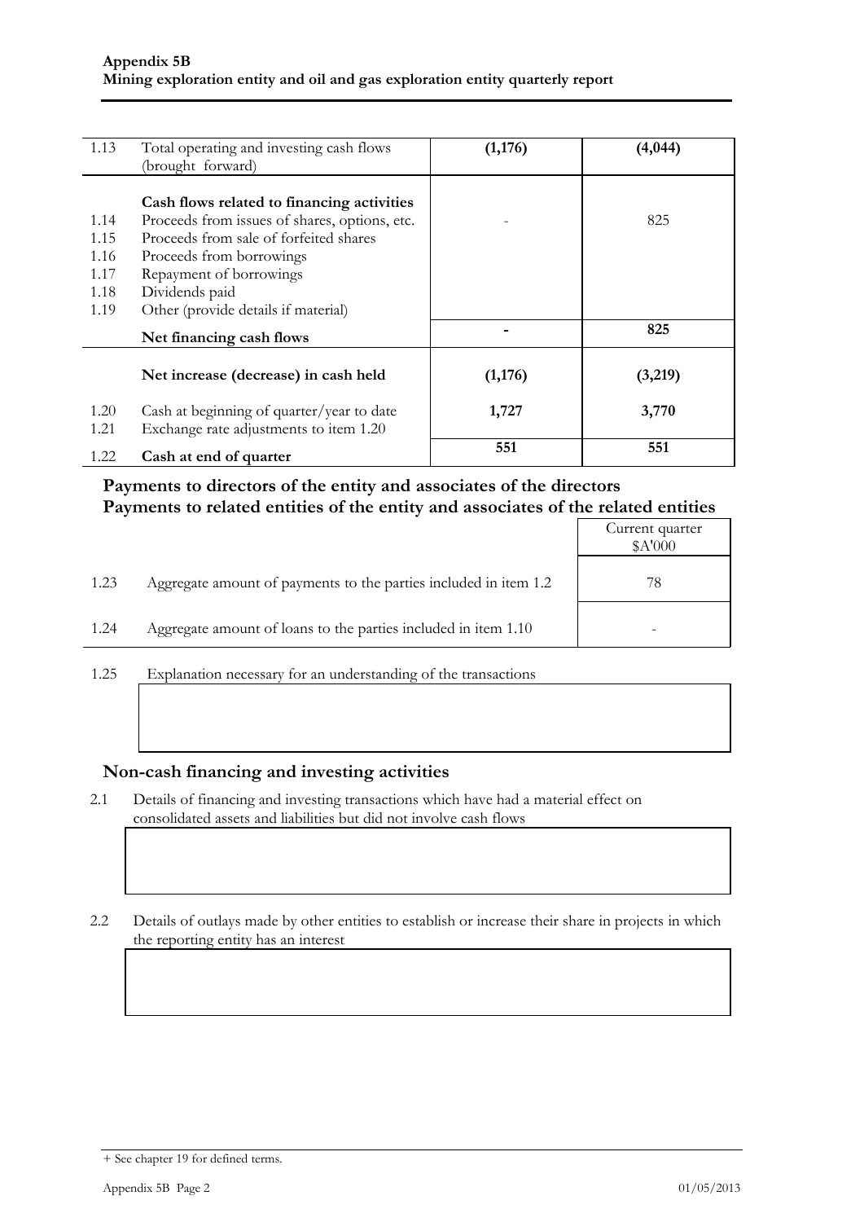| | | Current quarter | Year to date |
|---|---|---|---|
| 1.13 | Total operating and investing cash flows (brought forward) | **(1,176)** | **(4,044)** |
| | **Cash flows related to financing activities** | | |
| 1.14 | Proceeds from issues of shares, options, etc. | - | 825 |
| 1.15 | Proceeds from sale of forfeited shares | | |
| 1.16 | Proceeds from borrowings | | |
| 1.17 | Repayment of borrowings | | |
| 1.18 | Dividends paid | | |
| 1.19 | Other (provide details if material) | | |
| | **Net financing cash flows** | **-** | **825** |
| | **Net increase (decrease) in cash held** | **(1,176)** | **(3,219)** |
| 1.20 | Cash at beginning of quarter/year to date | **1,727** | **3,770** |
| 1.21 | Exchange rate adjustments to item 1.20 | | |
| 1.22 | **Cash at end of quarter** | **551** | **551** |

## Payments to directors of the entity and associates of the directors
## Payments to related entities of the entity and associates of the related entities

| | | Current quarter $A'000 |
|---|---|---|
| 1.23 | Aggregate amount of payments to the parties included in item 1.2 | 78 |
| 1.24 | Aggregate amount of loans to the parties included in item 1.10 | - |

1.25 Explanation necessary for an understanding of the transactions

## Non-cash financing and investing activities

2.1 Details of financing and investing transactions which have had a material effect on consolidated assets and liabilities but did not involve cash flows

2.2 Details of outlays made by other entities to establish or increase their share in projects in which the reporting entity has an interest

+ See chapter 19 for defined terms.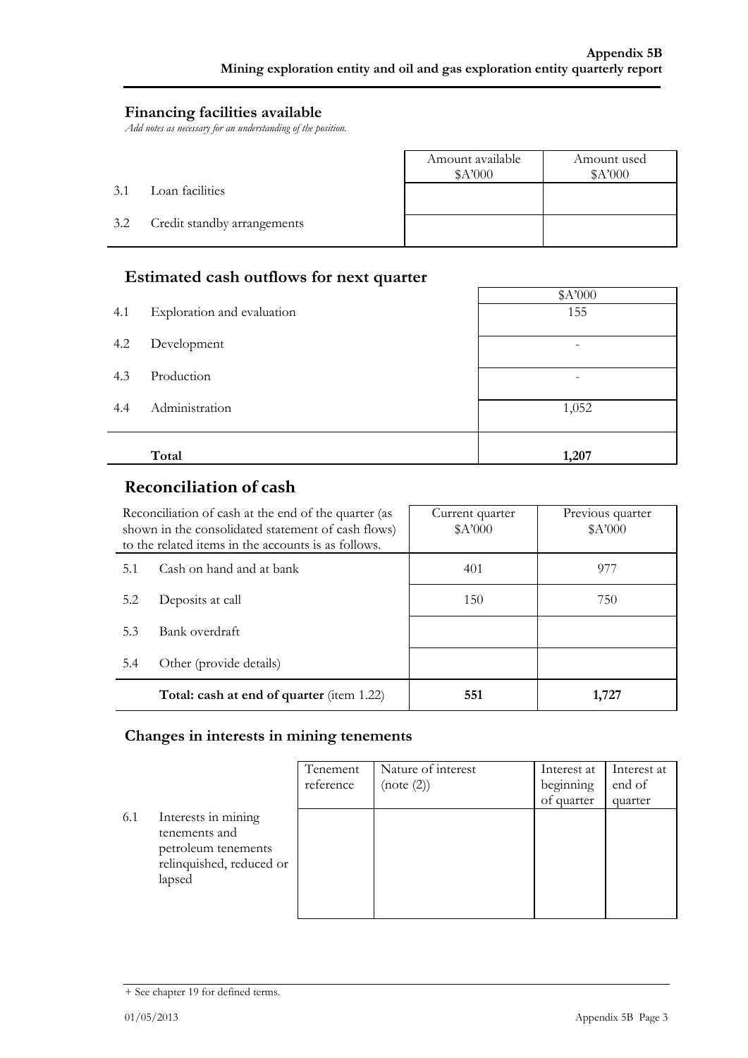## Financing facilities available

*Add notes as necessary for an understanding of the position.*

| | | Amount available $A'000 | Amount used $A'000 |
|---|---|---|---|
| 3.1 | Loan facilities | | |
| 3.2 | Credit standby arrangements | | |

## Estimated cash outflows for next quarter

| | | $A'000 |
|---|---|---|
| 4.1 | Exploration and evaluation | 155 |
| 4.2 | Development | - |
| 4.3 | Production | - |
| 4.4 | Administration | 1,052 |
| | **Total** | **1,207** |

## Reconciliation of cash

| Reconciliation of cash at the end of the quarter (as shown in the consolidated statement of cash flows) to the related items in the accounts is as follows. | | Current quarter $A'000 | Previous quarter $A'000 |
|---|---|---|---|
| 5.1 | Cash on hand and at bank | 401 | 977 |
| 5.2 | Deposits at call | 150 | 750 |
| 5.3 | Bank overdraft | | |
| 5.4 | Other (provide details) | | |
| | **Total: cash at end of quarter** (item 1.22) | **551** | **1,727** |

## Changes in interests in mining tenements

| | | Tenement reference | Nature of interest (note (2)) | Interest at beginning of quarter | Interest at end of quarter |
|---|---|---|---|---|---|
| 6.1 | Interests in mining tenements and petroleum tenements relinquished, reduced or lapsed | | | | |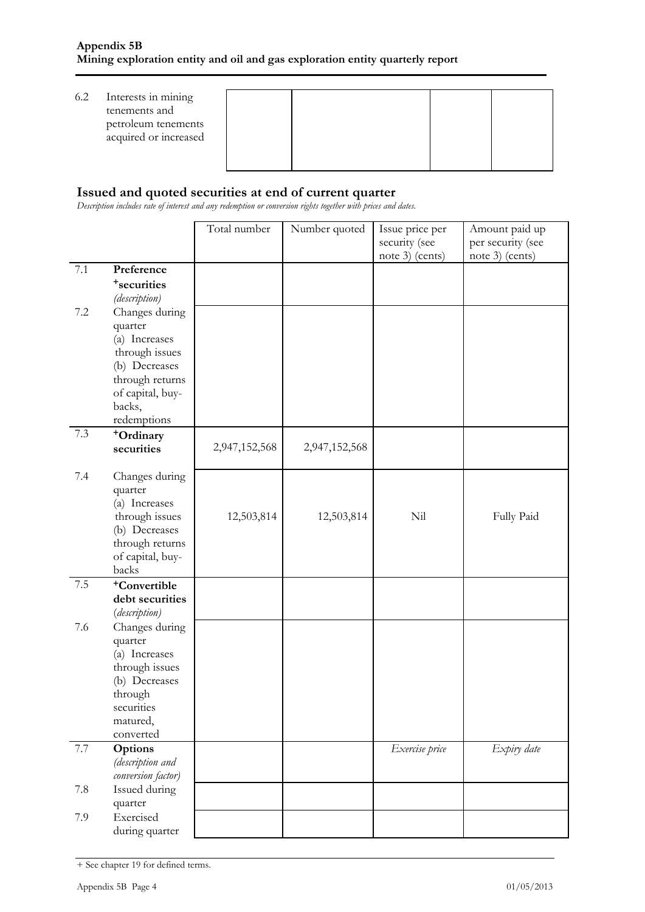| 6.2 | Interests in mining tenements and petroleum tenements acquired or increased | | | | |
|---|---|---|---|---|---|

## Issued and quoted securities at end of current quarter

*Description includes rate of interest and any redemption or conversion rights together with prices and dates.*

| | | Total number | Number quoted | Issue price per security (see note 3) (cents) | Amount paid up per security (see note 3) (cents) |
|---|---|---|---|---|---|
| 7.1 | **Preference +securities** *(description)* | | | | |
| 7.2 | Changes during quarter (a) Increases through issues (b) Decreases through returns of capital, buy-backs, redemptions | | | | |
| 7.3 | **+Ordinary securities** | 2,947,152,568 | 2,947,152,568 | | |
| 7.4 | Changes during quarter (a) Increases through issues (b) Decreases through returns of capital, buy-backs | 12,503,814 | 12,503,814 | Nil | Fully Paid |
| 7.5 | **+Convertible debt securities** *(description)* | | | | |
| 7.6 | Changes during quarter (a) Increases through issues (b) Decreases through securities matured, converted | | | | |
| 7.7 | **Options** *(description and conversion factor)* | | | *Exercise price* | *Expiry date* |
| 7.8 | Issued during quarter | | | | |
| 7.9 | Exercised during quarter | | | | |

+ See chapter 19 for defined terms.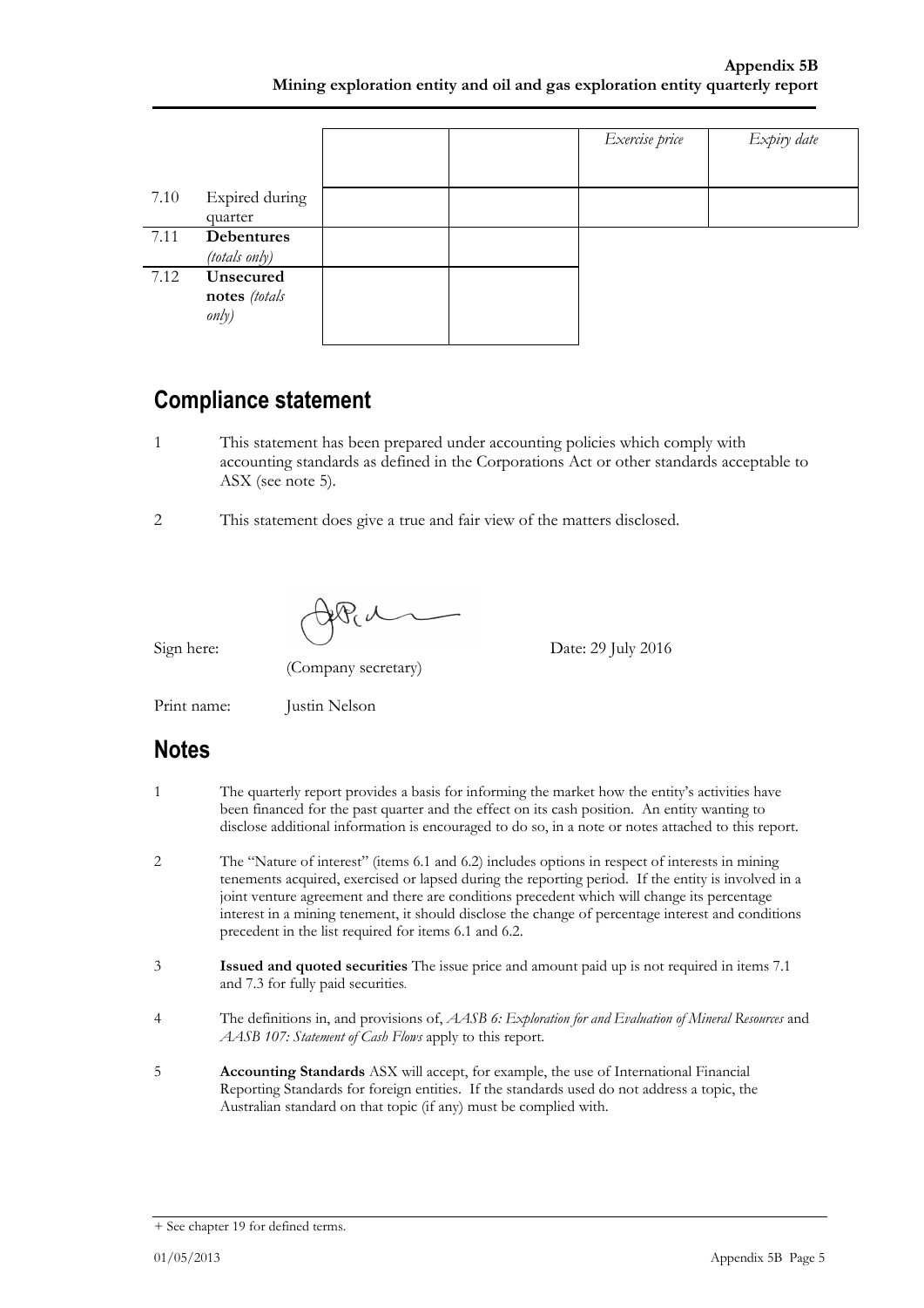| | | | | *Exercise price* | *Expiry date* |
|---|---|---|---|---|---|
| 7.10 | Expired during quarter | | | | |
| 7.11 | **Debentures** *(totals only)* | | | | |
| 7.12 | **Unsecured notes** *(totals only)* | | | | |

## Compliance statement

1 This statement has been prepared under accounting policies which comply with accounting standards as defined in the Corporations Act or other standards acceptable to ASX (see note 5).

2 This statement does give a true and fair view of the matters disclosed.

Sign here: (Company secretary) Date: 29 July 2016

Print name: Justin Nelson

## Notes

1 The quarterly report provides a basis for informing the market how the entity's activities have been financed for the past quarter and the effect on its cash position. An entity wanting to disclose additional information is encouraged to do so, in a note or notes attached to this report.

2 The "Nature of interest" (items 6.1 and 6.2) includes options in respect of interests in mining tenements acquired, exercised or lapsed during the reporting period. If the entity is involved in a joint venture agreement and there are conditions precedent which will change its percentage interest in a mining tenement, it should disclose the change of percentage interest and conditions precedent in the list required for items 6.1 and 6.2.

3 **Issued and quoted securities** The issue price and amount paid up is not required in items 7.1 and 7.3 for fully paid securities.

4 The definitions in, and provisions of, *AASB 6: Exploration for and Evaluation of Mineral Resources* and *AASB 107: Statement of Cash Flows* apply to this report.

5 **Accounting Standards** ASX will accept, for example, the use of International Financial Reporting Standards for foreign entities. If the standards used do not address a topic, the Australian standard on that topic (if any) must be complied with.

+ See chapter 19 for defined terms.